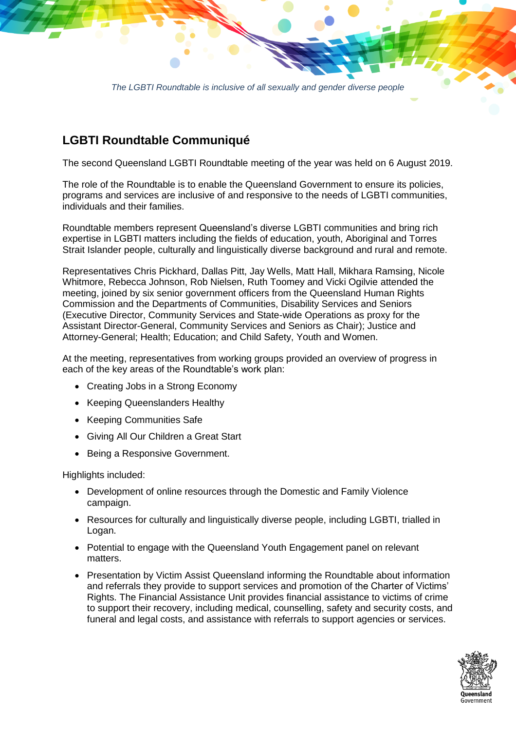*The LGBTI Roundtable is inclusive of all sexually and gender diverse people*

## LGBTI Roundtable Communiqué

The second Queensland LGBTI Roundtable meeting of the year was held on 6 August 2019.

The role of the Roundtable is to enable the Queensland Government to ensure its policies, programs and services are inclusive of and responsive to the needs of LGBTI communities, individuals and their families.

Roundtable members represent Queensland's diverse LGBTI communities and bring rich expertise in LGBTI matters including the fields of education, youth, Aboriginal and Torres Strait Islander people, culturally and linguistically diverse background and rural and remote.

Representatives Chris Pickhard, Dallas Pitt, Jay Wells, Matt Hall, Mikhara Ramsing, Nicole Whitmore, Rebecca Johnson, Rob Nielsen, Ruth Toomey and Vicki Ogilvie attended the meeting, joined by six senior government officers from the Queensland Human Rights Commission and the Departments of Communities, Disability Services and Seniors (Executive Director, Community Services and State-wide Operations as proxy for the Assistant Director-General, Community Services and Seniors as Chair); Justice and Attorney-General; Health; Education; and Child Safety, Youth and Women.

At the meeting, representatives from working groups provided an overview of progress in each of the key areas of the Roundtable's work plan:

- Creating Jobs in a Strong Economy
- Keeping Queenslanders Healthy
- Keeping Communities Safe
- Giving All Our Children a Great Start
- Being a Responsive Government.

Highlights included:

- Development of online resources through the Domestic and Family Violence campaign.
- Resources for culturally and linguistically diverse people, including LGBTI, trialled in Logan.
- Potential to engage with the Queensland Youth Engagement panel on relevant matters.
- Presentation by Victim Assist Queensland informing the Roundtable about information and referrals they provide to support services and promotion of the Charter of Victims' Rights. The Financial Assistance Unit provides financial assistance to victims of crime to support their recovery, including medical, counselling, safety and security costs, and funeral and legal costs, and assistance with referrals to support agencies or services.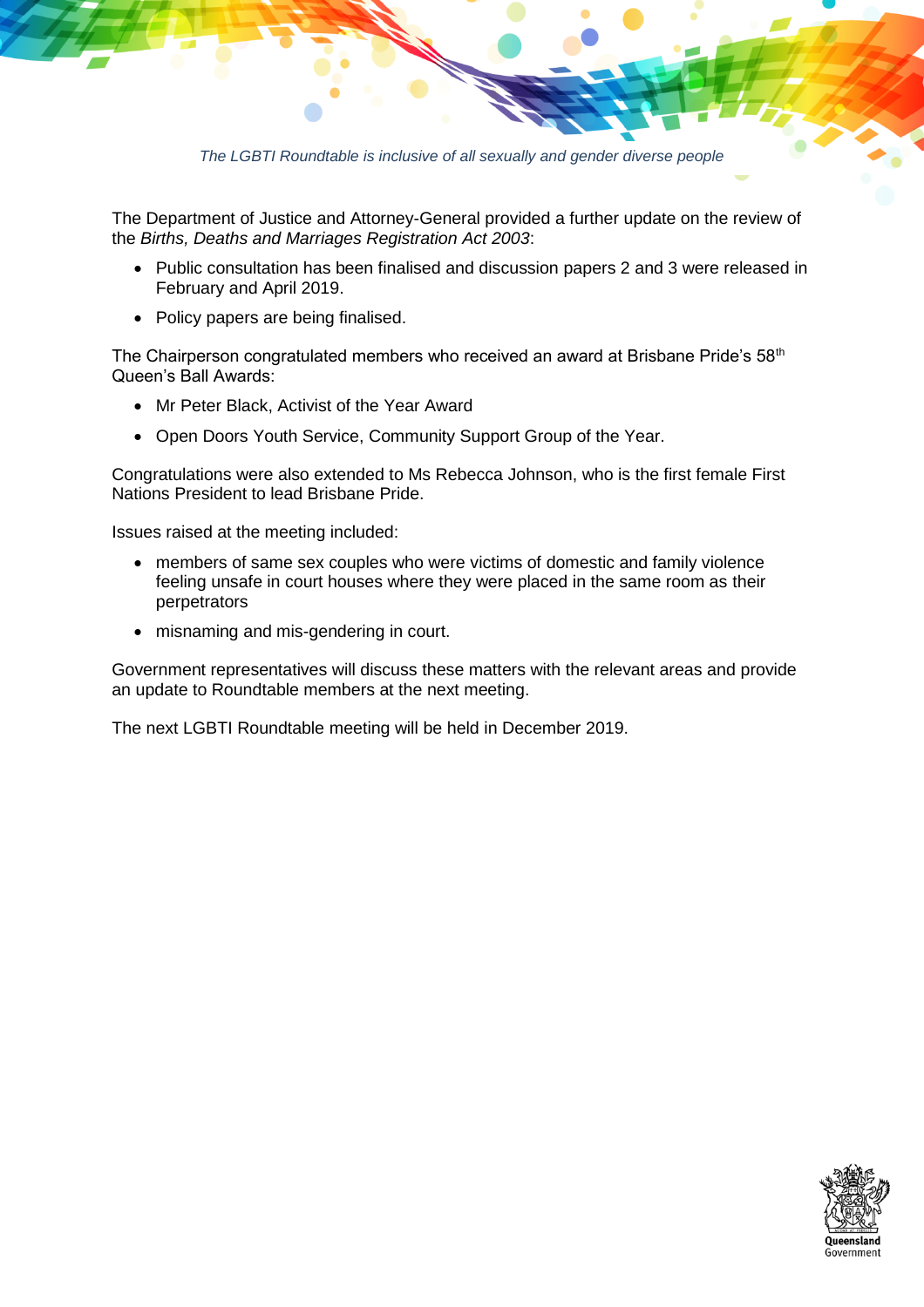The Department of Justice and Attorney-General provided a further update on the review of the *Births, Deaths and Marriages Registration Act 2003*:

- Public consultation has been finalised and discussion papers 2 and 3 were released in February and April 2019.
- Policy papers are being finalised.

The Chairperson congratulated members who received an award at Brisbane Pride's 58th Queen's Ball Awards:

- Mr Peter Black, Activist of the Year Award
- Open Doors Youth Service, Community Support Group of the Year.

Congratulations were also extended to Ms Rebecca Johnson, who is the first female First Nations President to lead Brisbane Pride.

Issues raised at the meeting included:

- members of same sex couples who were victims of domestic and family violence feeling unsafe in court houses where they were placed in the same room as their perpetrators
- misnaming and mis-gendering in court.

Government representatives will discuss these matters with the relevant areas and provide an update to Roundtable members at the next meeting.

The next LGBTI Roundtable meeting will be held in December 2019.